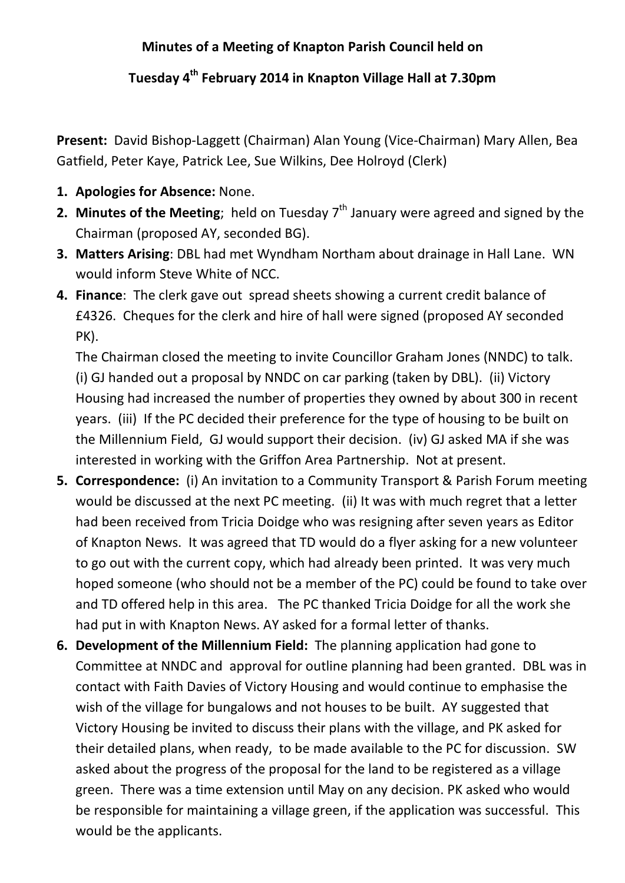**Minutes of a Meeting of Knapton Parish Council held on**

**Tuesday 4th February 2014 in Knapton Village Hall at 7.30pm**

**Present:** David Bishop-Laggett (Chairman) Alan Young (Vice-Chairman) Mary Allen, Bea Gatfield, Peter Kaye, Patrick Lee, Sue Wilkins, Dee Holroyd (Clerk)

1. **Apologies for Absence:** None.
2. **Minutes of the Meeting**; held on Tuesday 7th January were agreed and signed by the Chairman (proposed AY, seconded BG).
3. **Matters Arising**: DBL had met Wyndham Northam about drainage in Hall Lane. WN would inform Steve White of NCC.
4. **Finance**: The clerk gave out spread sheets showing a current credit balance of £4326. Cheques for the clerk and hire of hall were signed (proposed AY seconded PK).

   The Chairman closed the meeting to invite Councillor Graham Jones (NNDC) to talk. (i) GJ handed out a proposal by NNDC on car parking (taken by DBL). (ii) Victory Housing had increased the number of properties they owned by about 300 in recent years. (iii) If the PC decided their preference for the type of housing to be built on the Millennium Field, GJ would support their decision. (iv) GJ asked MA if she was interested in working with the Griffon Area Partnership. Not at present.
5. **Correspondence:** (i) An invitation to a Community Transport & Parish Forum meeting would be discussed at the next PC meeting. (ii) It was with much regret that a letter had been received from Tricia Doidge who was resigning after seven years as Editor of Knapton News. It was agreed that TD would do a flyer asking for a new volunteer to go out with the current copy, which had already been printed. It was very much hoped someone (who should not be a member of the PC) could be found to take over and TD offered help in this area. The PC thanked Tricia Doidge for all the work she had put in with Knapton News. AY asked for a formal letter of thanks.
6. **Development of the Millennium Field:** The planning application had gone to Committee at NNDC and approval for outline planning had been granted. DBL was in contact with Faith Davies of Victory Housing and would continue to emphasise the wish of the village for bungalows and not houses to be built. AY suggested that Victory Housing be invited to discuss their plans with the village, and PK asked for their detailed plans, when ready, to be made available to the PC for discussion. SW asked about the progress of the proposal for the land to be registered as a village green. There was a time extension until May on any decision. PK asked who would be responsible for maintaining a village green, if the application was successful. This would be the applicants.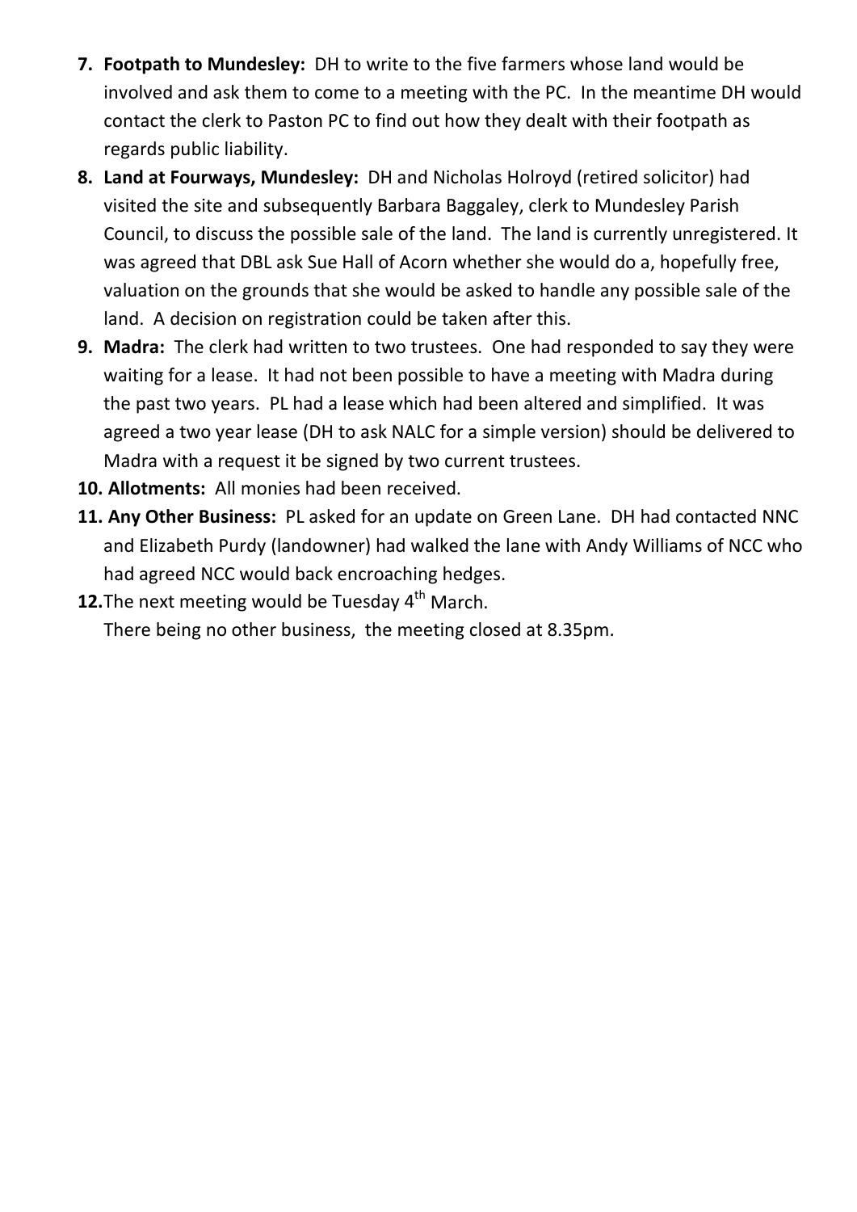7. **Footpath to Mundesley:** DH to write to the five farmers whose land would be involved and ask them to come to a meeting with the PC. In the meantime DH would contact the clerk to Paston PC to find out how they dealt with their footpath as regards public liability.
8. **Land at Fourways, Mundesley:** DH and Nicholas Holroyd (retired solicitor) had visited the site and subsequently Barbara Baggaley, clerk to Mundesley Parish Council, to discuss the possible sale of the land. The land is currently unregistered. It was agreed that DBL ask Sue Hall of Acorn whether she would do a, hopefully free, valuation on the grounds that she would be asked to handle any possible sale of the land. A decision on registration could be taken after this.
9. **Madra:** The clerk had written to two trustees. One had responded to say they were waiting for a lease. It had not been possible to have a meeting with Madra during the past two years. PL had a lease which had been altered and simplified. It was agreed a two year lease (DH to ask NALC for a simple version) should be delivered to Madra with a request it be signed by two current trustees.
10. **Allotments:** All monies had been received.
11. **Any Other Business:** PL asked for an update on Green Lane. DH had contacted NNC and Elizabeth Purdy (landowner) had walked the lane with Andy Williams of NCC who had agreed NCC would back encroaching hedges.
12. The next meeting would be Tuesday 4th March.

    There being no other business, the meeting closed at 8.35pm.